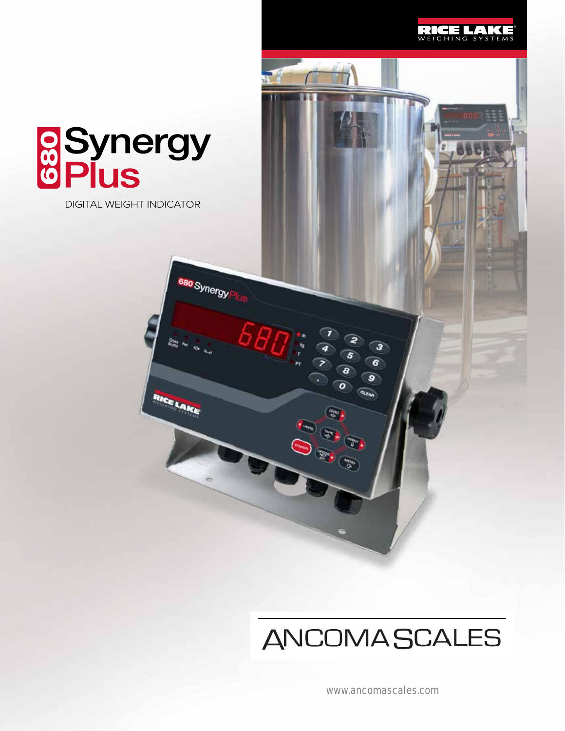RICE LAKE
WEIGHING SYSTEMS

# 680 Synergy Plus

DIGITAL WEIGHT INDICATOR

ANCOMA SCALES

www.ancomascales.com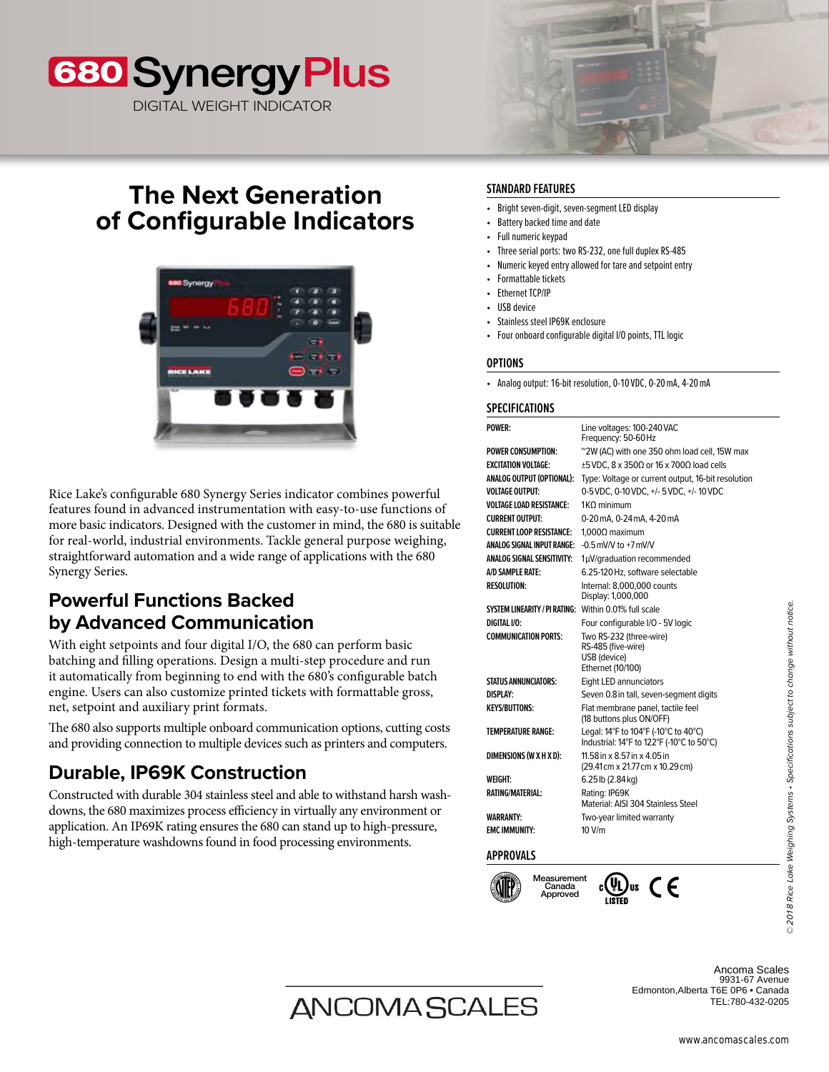# 680 SynergyPlus

DIGITAL WEIGHT INDICATOR

## The Next Generation of Configurable Indicators

Rice Lake's configurable 680 Synergy Series indicator combines powerful features found in advanced instrumentation with easy-to-use functions of more basic indicators. Designed with the customer in mind, the 680 is suitable for real-world, industrial environments. Tackle general purpose weighing, straightforward automation and a wide range of applications with the 680 Synergy Series.

## Powerful Functions Backed by Advanced Communication

With eight setpoints and four digital I/O, the 680 can perform basic batching and filling operations. Design a multi-step procedure and run it automatically from beginning to end with the 680's configurable batch engine. Users can also customize printed tickets with formattable gross, net, setpoint and auxiliary print formats.

The 680 also supports multiple onboard communication options, cutting costs and providing connection to multiple devices such as printers and computers.

## Durable, IP69K Construction

Constructed with durable 304 stainless steel and able to withstand harsh wash-downs, the 680 maximizes process efficiency in virtually any environment or application. An IP69K rating ensures the 680 can stand up to high-pressure, high-temperature washdowns found in food processing environments.

### STANDARD FEATURES

- Bright seven-digit, seven-segment LED display
- Battery backed time and date
- Full numeric keypad
- Three serial ports: two RS-232, one full duplex RS-485
- Numeric keyed entry allowed for tare and setpoint entry
- Formattable tickets
- Ethernet TCP/IP
- USB device
- Stainless steel IP69K enclosure
- Four onboard configurable digital I/O points, TTL logic

### OPTIONS

- Analog output: 16-bit resolution, 0-10 VDC, 0-20 mA, 4-20 mA

### SPECIFICATIONS

| | |
|---|---|
| **POWER:** | Line voltages: 100-240 VAC<br>Frequency: 50-60 Hz |
| **POWER CONSUMPTION:** | ~2W (AC) with one 350 ohm load cell, 15W max |
| **EXCITATION VOLTAGE:** | ±5 VDC, 8 x 350Ω or 16 x 700Ω load cells |
| **ANALOG OUTPUT (OPTIONAL):** | Type: Voltage or current output, 16-bit resolution |
| **VOLTAGE OUTPUT:** | 0-5 VDC, 0-10 VDC, +/- 5 VDC, +/- 10 VDC |
| **VOLTAGE LOAD RESISTANCE:** | 1KΩ minimum |
| **CURRENT OUTPUT:** | 0-20 mA, 0-24 mA, 4-20 mA |
| **CURRENT LOOP RESISTANCE:** | 1,000Ω maximum |
| **ANALOG SIGNAL INPUT RANGE:** | -0.5 mV/V to +7 mV/V |
| **ANALOG SIGNAL SENSITIVITY:** | 1µV/graduation recommended |
| **A/D SAMPLE RATE:** | 6.25-120 Hz, software selectable |
| **RESOLUTION:** | Internal: 8,000,000 counts<br>Display: 1,000,000 |
| **SYSTEM LINEARITY / PI RATING:** | Within 0.01% full scale |
| **DIGITAL I/O:** | Four configurable I/O - 5V logic |
| **COMMUNICATION PORTS:** | Two RS-232 (three-wire)<br>RS-485 (five-wire)<br>USB (device)<br>Ethernet (10/100) |
| **STATUS ANNUNCIATORS:** | Eight LED annunciators |
| **DISPLAY:** | Seven 0.8 in tall, seven-segment digits |
| **KEYS/BUTTONS:** | Flat membrane panel, tactile feel<br>(18 buttons plus ON/OFF) |
| **TEMPERATURE RANGE:** | Legal: 14°F to 104°F (-10°C to 40°C)<br>Industrial: 14°F to 122°F (-10°C to 50°C) |
| **DIMENSIONS (W X H X D):** | 11.58 in x 8.57 in x 4.05 in<br>(29.41 cm x 21.77 cm x 10.29 cm) |
| **WEIGHT:** | 6.25 lb (2.84 kg) |
| **RATING/MATERIAL:** | Rating: IP69K<br>Material: AISI 304 Stainless Steel |
| **WARRANTY:** | Two-year limited warranty |
| **EMC IMMUNITY:** | 10 V/m |

### APPROVALS

NTEP · Measurement Canada Approved · cULus LISTED · CE

© 2018 Rice Lake Weighing Systems • Specifications subject to change without notice.

ANCOMA SCALES

Ancoma Scales
9931-67 Avenue
Edmonton,Alberta T6E 0P6 • Canada
TEL:780-432-0205

www.ancomascales.com